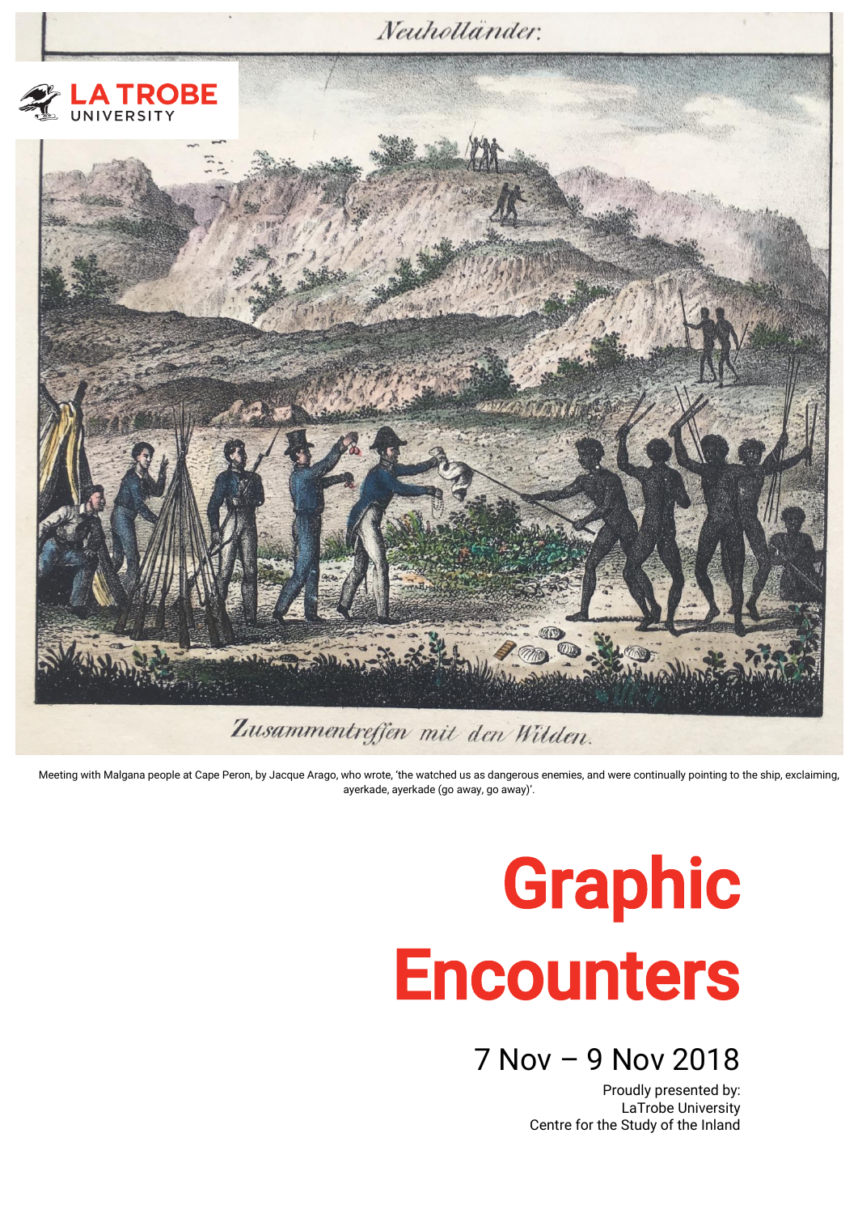Meeting with Malgana people at Cape Peron, by Jacque Arago, who wrote, 'the watched us as dangerous enemies, and were continually pointing to the ship, exclaiming, ayerkade, ayerkade (go away, go away)'.

# Graphic Encounters

## 7 Nov – 9 Nov 2018

Proudly presented by:
LaTrobe University
Centre for the Study of the Inland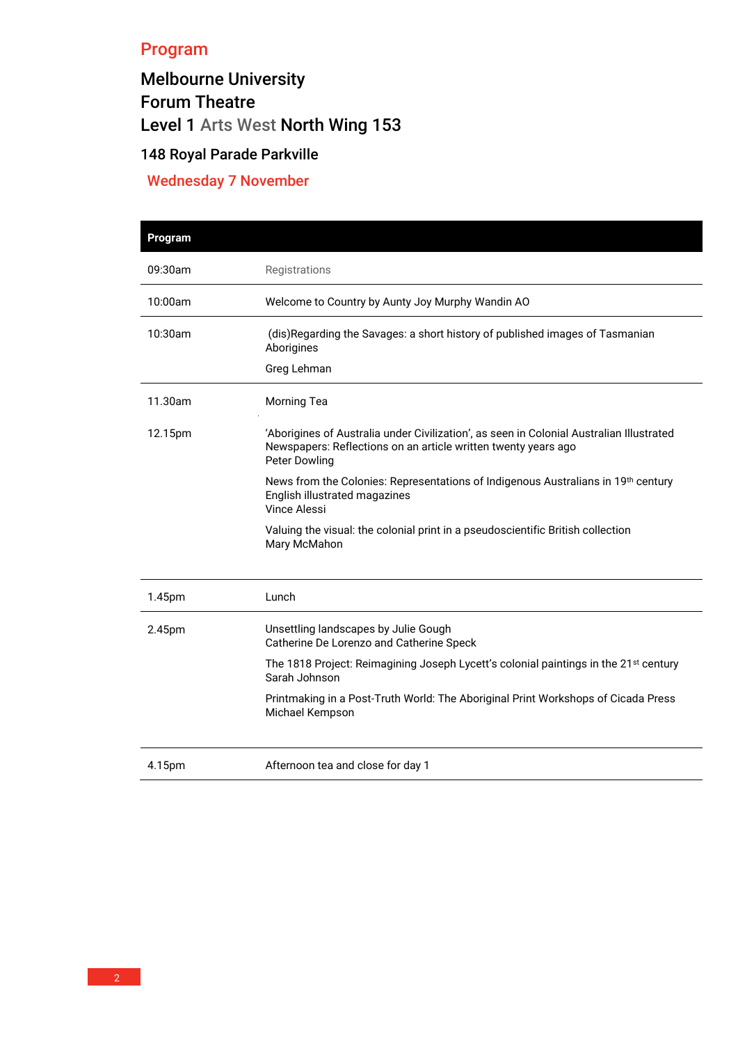## Program

### Melbourne University
### Forum Theatre
### Level 1 Arts West North Wing 153

**148 Royal Parade Parkville**

**Wednesday 7 November**

| Program | |
|---|---|
| 09:30am | Registrations |
| 10:00am | Welcome to Country by Aunty Joy Murphy Wandin AO |
| 10:30am | (dis)Regarding the Savages: a short history of published images of Tasmanian Aborigines<br>Greg Lehman |
| 11.30am | Morning Tea |
| 12.15pm | 'Aborigines of Australia under Civilization', as seen in Colonial Australian Illustrated Newspapers: Reflections on an article written twenty years ago<br>Peter Dowling<br><br>News from the Colonies: Representations of Indigenous Australians in 19th century English illustrated magazines<br>Vince Alessi<br><br>Valuing the visual: the colonial print in a pseudoscientific British collection<br>Mary McMahon |
| 1.45pm | Lunch |
| 2.45pm | Unsettling landscapes by Julie Gough<br>Catherine De Lorenzo and Catherine Speck<br><br>The 1818 Project: Reimagining Joseph Lycett's colonial paintings in the 21st century<br>Sarah Johnson<br><br>Printmaking in a Post-Truth World: The Aboriginal Print Workshops of Cicada Press<br>Michael Kempson |
| 4.15pm | Afternoon tea and close for day 1 |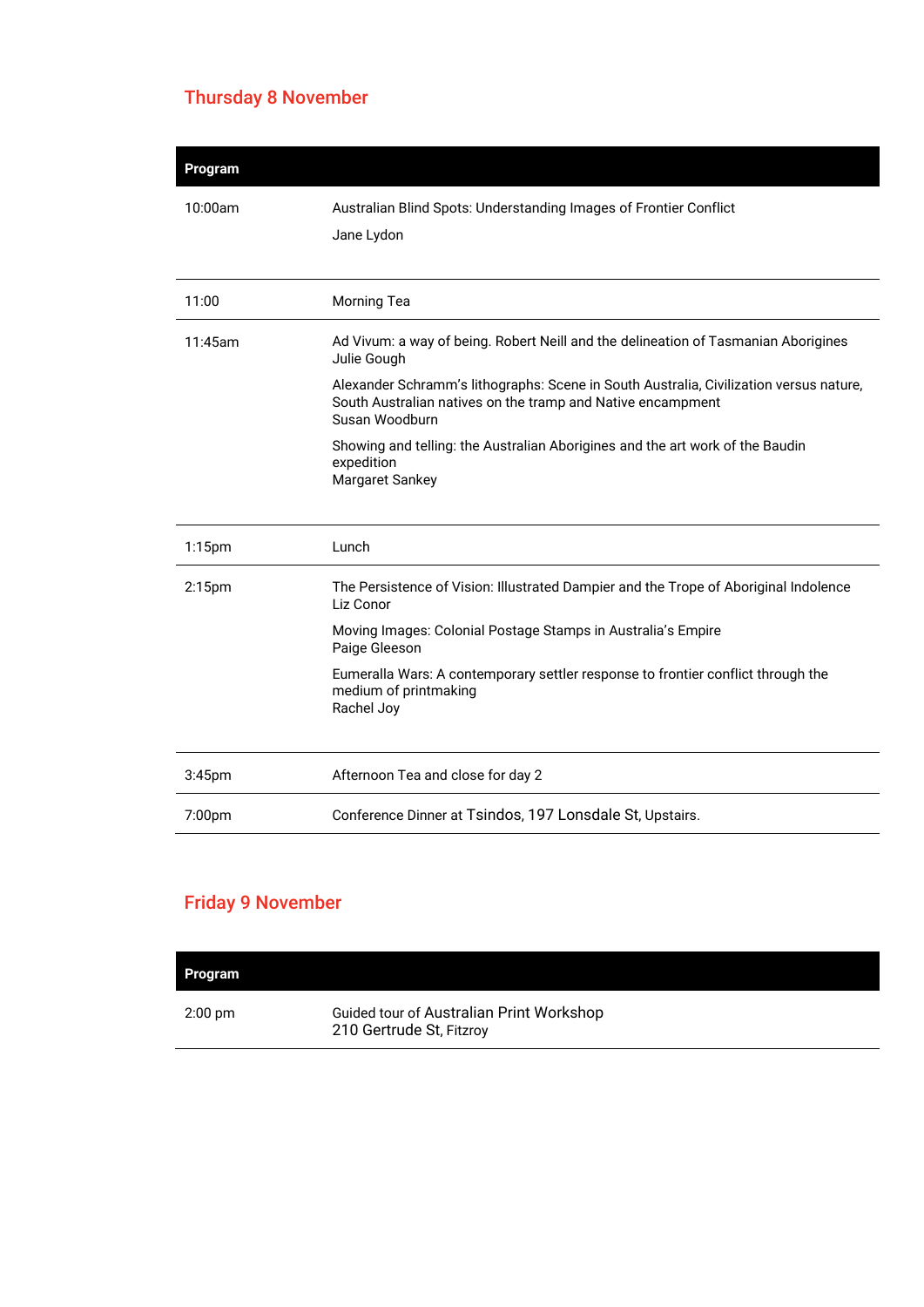## Thursday 8 November

| Program | |
|---|---|
| 10:00am | Australian Blind Spots: Understanding Images of Frontier Conflict<br>Jane Lydon |
| 11:00 | Morning Tea |
| 11:45am | Ad Vivum: a way of being. Robert Neill and the delineation of Tasmanian Aborigines<br>Julie Gough<br><br>Alexander Schramm's lithographs: Scene in South Australia, Civilization versus nature, South Australian natives on the tramp and Native encampment<br>Susan Woodburn<br><br>Showing and telling: the Australian Aborigines and the art work of the Baudin expedition<br>Margaret Sankey |
| 1:15pm | Lunch |
| 2:15pm | The Persistence of Vision: Illustrated Dampier and the Trope of Aboriginal Indolence<br>Liz Conor<br><br>Moving Images: Colonial Postage Stamps in Australia's Empire<br>Paige Gleeson<br><br>Eumeralla Wars: A contemporary settler response to frontier conflict through the medium of printmaking<br>Rachel Joy |
| 3:45pm | Afternoon Tea and close for day 2 |
| 7:00pm | Conference Dinner at Tsindos, 197 Lonsdale St, Upstairs. |

## Friday 9 November

| Program | |
|---|---|
| 2:00 pm | Guided tour of Australian Print Workshop<br>210 Gertrude St, Fitzroy |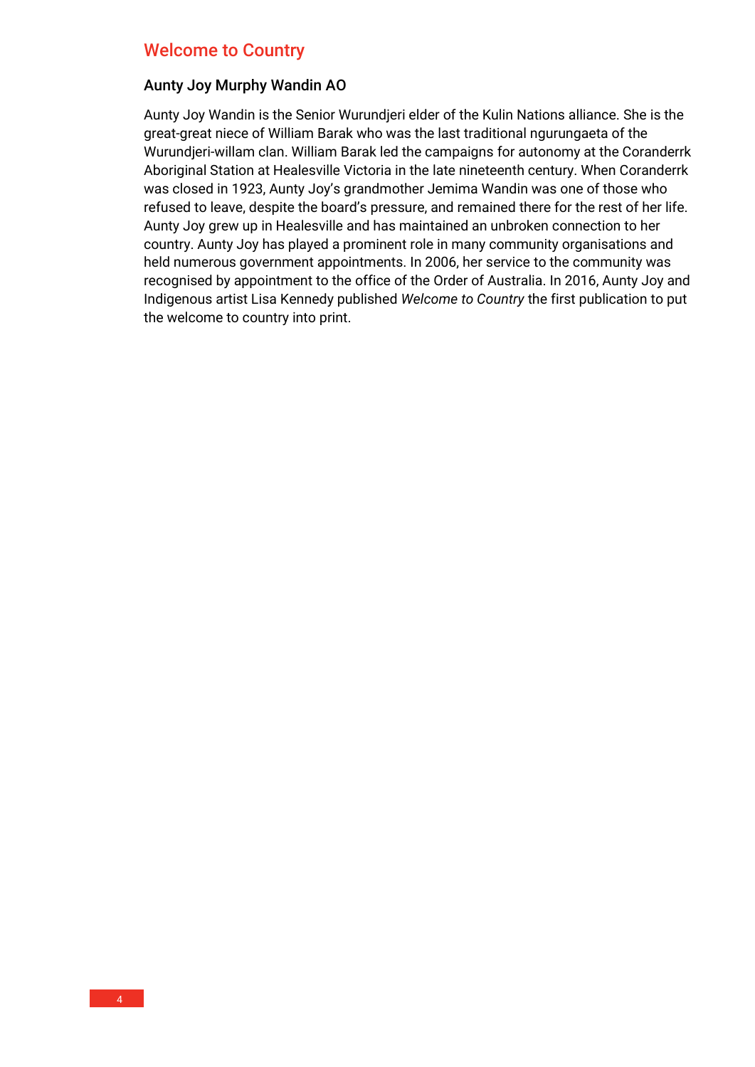## Welcome to Country

### Aunty Joy Murphy Wandin AO

Aunty Joy Wandin is the Senior Wurundjeri elder of the Kulin Nations alliance. She is the great-great niece of William Barak who was the last traditional ngurungaeta of the Wurundjeri-willam clan. William Barak led the campaigns for autonomy at the Coranderrk Aboriginal Station at Healesville Victoria in the late nineteenth century. When Coranderrk was closed in 1923, Aunty Joy's grandmother Jemima Wandin was one of those who refused to leave, despite the board's pressure, and remained there for the rest of her life. Aunty Joy grew up in Healesville and has maintained an unbroken connection to her country. Aunty Joy has played a prominent role in many community organisations and held numerous government appointments. In 2006, her service to the community was recognised by appointment to the office of the Order of Australia. In 2016, Aunty Joy and Indigenous artist Lisa Kennedy published *Welcome to Country* the first publication to put the welcome to country into print.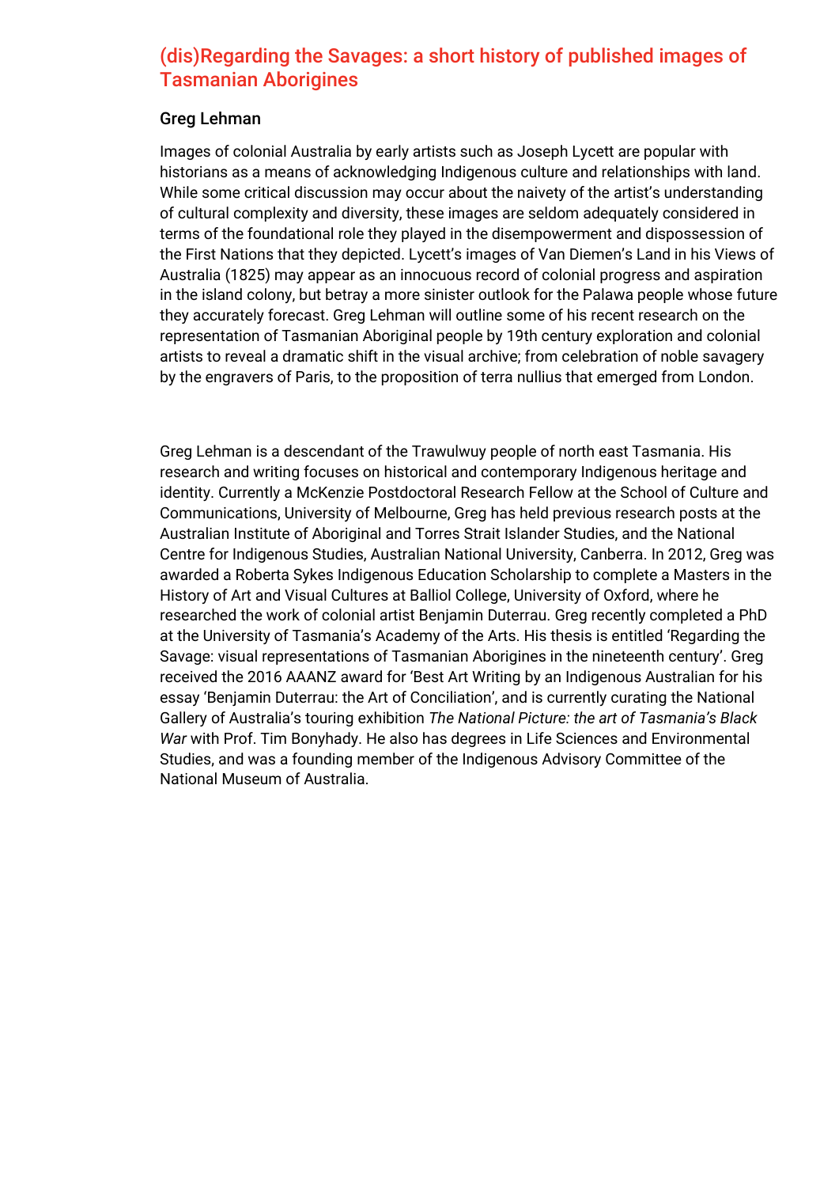## (dis)Regarding the Savages: a short history of published images of Tasmanian Aborigines

### Greg Lehman

Images of colonial Australia by early artists such as Joseph Lycett are popular with historians as a means of acknowledging Indigenous culture and relationships with land. While some critical discussion may occur about the naivety of the artist's understanding of cultural complexity and diversity, these images are seldom adequately considered in terms of the foundational role they played in the disempowerment and dispossession of the First Nations that they depicted. Lycett's images of Van Diemen's Land in his Views of Australia (1825) may appear as an innocuous record of colonial progress and aspiration in the island colony, but betray a more sinister outlook for the Palawa people whose future they accurately forecast. Greg Lehman will outline some of his recent research on the representation of Tasmanian Aboriginal people by 19th century exploration and colonial artists to reveal a dramatic shift in the visual archive; from celebration of noble savagery by the engravers of Paris, to the proposition of terra nullius that emerged from London.

Greg Lehman is a descendant of the Trawulwuy people of north east Tasmania. His research and writing focuses on historical and contemporary Indigenous heritage and identity. Currently a McKenzie Postdoctoral Research Fellow at the School of Culture and Communications, University of Melbourne, Greg has held previous research posts at the Australian Institute of Aboriginal and Torres Strait Islander Studies, and the National Centre for Indigenous Studies, Australian National University, Canberra. In 2012, Greg was awarded a Roberta Sykes Indigenous Education Scholarship to complete a Masters in the History of Art and Visual Cultures at Balliol College, University of Oxford, where he researched the work of colonial artist Benjamin Duterrau. Greg recently completed a PhD at the University of Tasmania's Academy of the Arts. His thesis is entitled 'Regarding the Savage: visual representations of Tasmanian Aborigines in the nineteenth century'. Greg received the 2016 AAANZ award for 'Best Art Writing by an Indigenous Australian for his essay 'Benjamin Duterrau: the Art of Conciliation', and is currently curating the National Gallery of Australia's touring exhibition *The National Picture: the art of Tasmania's Black War* with Prof. Tim Bonyhady. He also has degrees in Life Sciences and Environmental Studies, and was a founding member of the Indigenous Advisory Committee of the National Museum of Australia.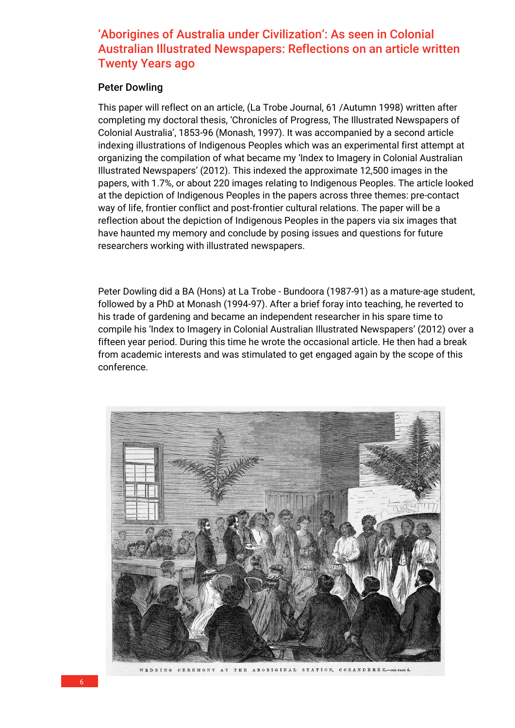## 'Aborigines of Australia under Civilization': As seen in Colonial Australian Illustrated Newspapers: Reflections on an article written Twenty Years ago

### Peter Dowling

This paper will reflect on an article, (La Trobe Journal, 61 /Autumn 1998) written after completing my doctoral thesis, 'Chronicles of Progress, The Illustrated Newspapers of Colonial Australia', 1853-96 (Monash, 1997). It was accompanied by a second article indexing illustrations of Indigenous Peoples which was an experimental first attempt at organizing the compilation of what became my 'Index to Imagery in Colonial Australian Illustrated Newspapers' (2012). This indexed the approximate 12,500 images in the papers, with 1.7%, or about 220 images relating to Indigenous Peoples. The article looked at the depiction of Indigenous Peoples in the papers across three themes: pre-contact way of life, frontier conflict and post-frontier cultural relations. The paper will be a reflection about the depiction of Indigenous Peoples in the papers via six images that have haunted my memory and conclude by posing issues and questions for future researchers working with illustrated newspapers.

Peter Dowling did a BA (Hons) at La Trobe - Bundoora (1987-91) as a mature-age student, followed by a PhD at Monash (1994-97). After a brief foray into teaching, he reverted to his trade of gardening and became an independent researcher in his spare time to compile his 'Index to Imagery in Colonial Australian Illustrated Newspapers' (2012) over a fifteen year period. During this time he wrote the occasional article. He then had a break from academic interests and was stimulated to get engaged again by the scope of this conference.

WEDDING CEREMONY AT THE ABORIGINAL STATION, CORANDERRK.—SEE PAGE 4.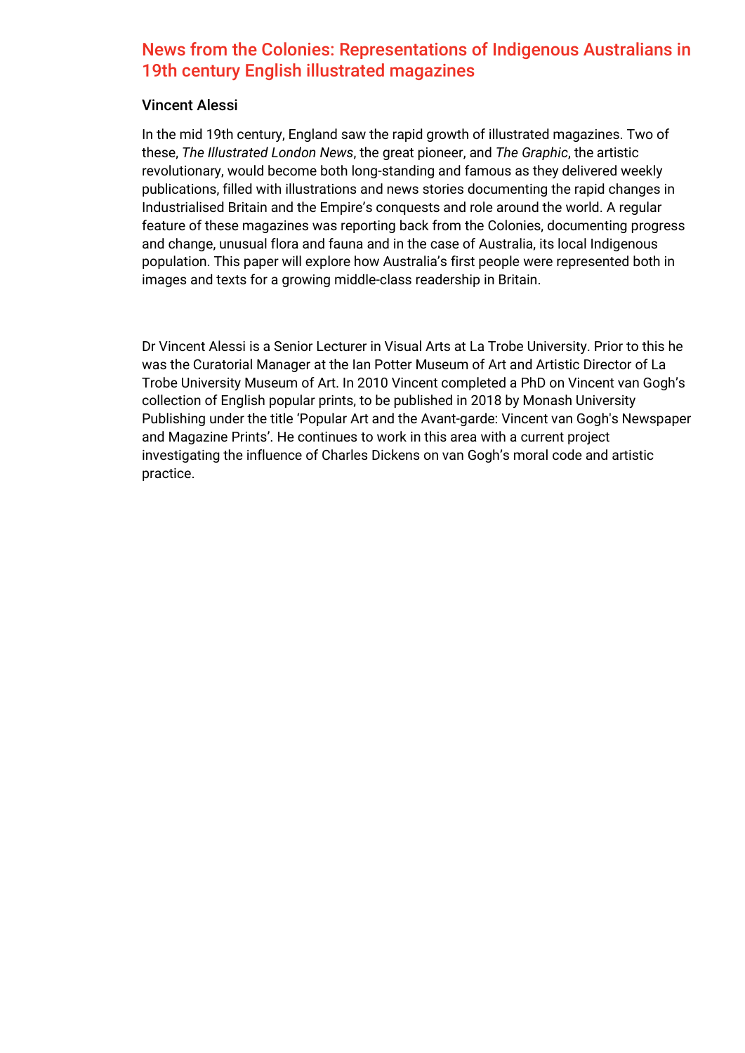## News from the Colonies: Representations of Indigenous Australians in 19th century English illustrated magazines

### Vincent Alessi

In the mid 19th century, England saw the rapid growth of illustrated magazines. Two of these, *The Illustrated London News*, the great pioneer, and *The Graphic*, the artistic revolutionary, would become both long-standing and famous as they delivered weekly publications, filled with illustrations and news stories documenting the rapid changes in Industrialised Britain and the Empire's conquests and role around the world. A regular feature of these magazines was reporting back from the Colonies, documenting progress and change, unusual flora and fauna and in the case of Australia, its local Indigenous population. This paper will explore how Australia's first people were represented both in images and texts for a growing middle-class readership in Britain.

Dr Vincent Alessi is a Senior Lecturer in Visual Arts at La Trobe University. Prior to this he was the Curatorial Manager at the Ian Potter Museum of Art and Artistic Director of La Trobe University Museum of Art. In 2010 Vincent completed a PhD on Vincent van Gogh's collection of English popular prints, to be published in 2018 by Monash University Publishing under the title 'Popular Art and the Avant-garde: Vincent van Gogh's Newspaper and Magazine Prints'. He continues to work in this area with a current project investigating the influence of Charles Dickens on van Gogh's moral code and artistic practice.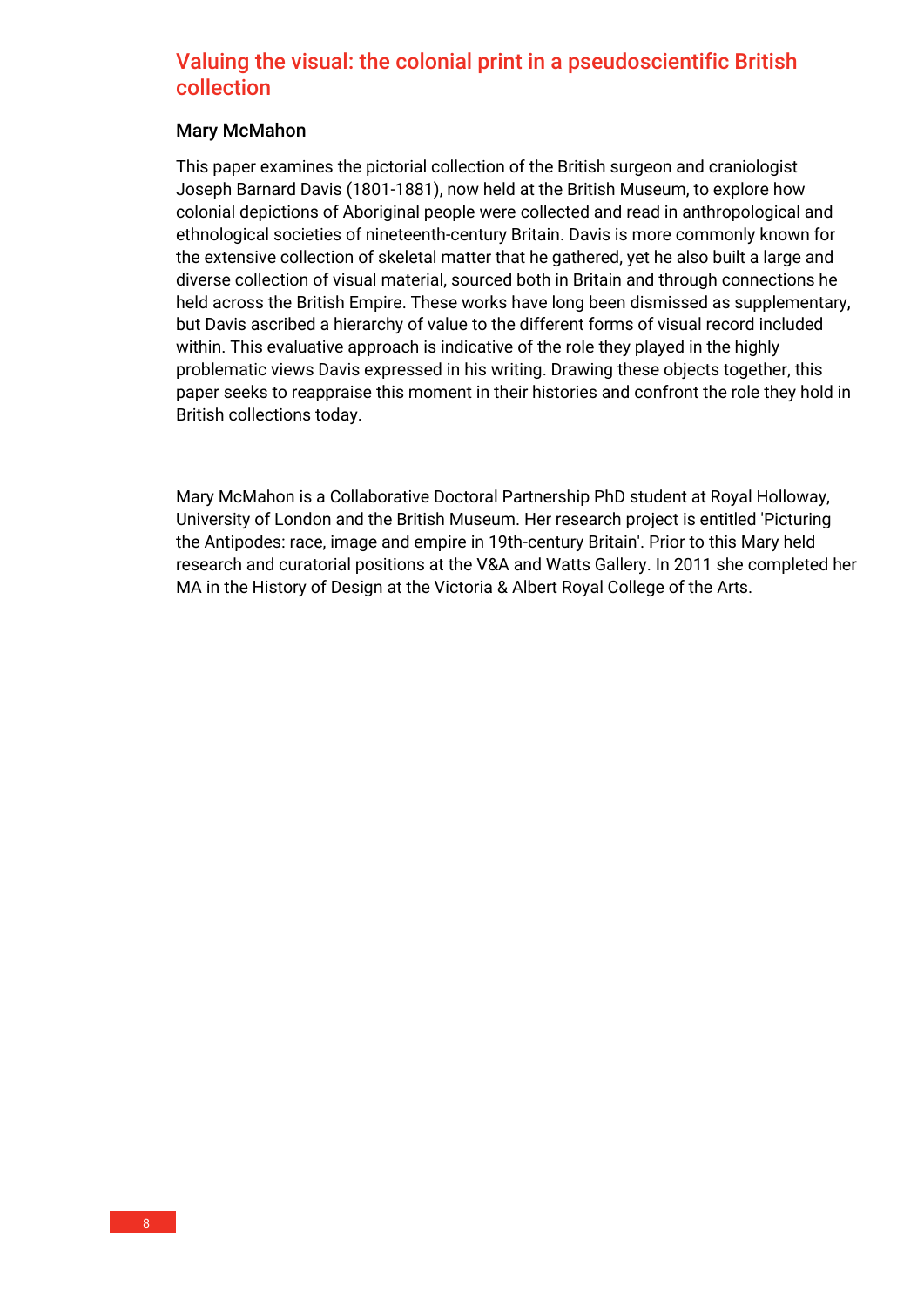## Valuing the visual: the colonial print in a pseudoscientific British collection

### Mary McMahon

This paper examines the pictorial collection of the British surgeon and craniologist Joseph Barnard Davis (1801-1881), now held at the British Museum, to explore how colonial depictions of Aboriginal people were collected and read in anthropological and ethnological societies of nineteenth-century Britain. Davis is more commonly known for the extensive collection of skeletal matter that he gathered, yet he also built a large and diverse collection of visual material, sourced both in Britain and through connections he held across the British Empire. These works have long been dismissed as supplementary, but Davis ascribed a hierarchy of value to the different forms of visual record included within. This evaluative approach is indicative of the role they played in the highly problematic views Davis expressed in his writing. Drawing these objects together, this paper seeks to reappraise this moment in their histories and confront the role they hold in British collections today.

Mary McMahon is a Collaborative Doctoral Partnership PhD student at Royal Holloway, University of London and the British Museum. Her research project is entitled 'Picturing the Antipodes: race, image and empire in 19th-century Britain'. Prior to this Mary held research and curatorial positions at the V&A and Watts Gallery. In 2011 she completed her MA in the History of Design at the Victoria & Albert Royal College of the Arts.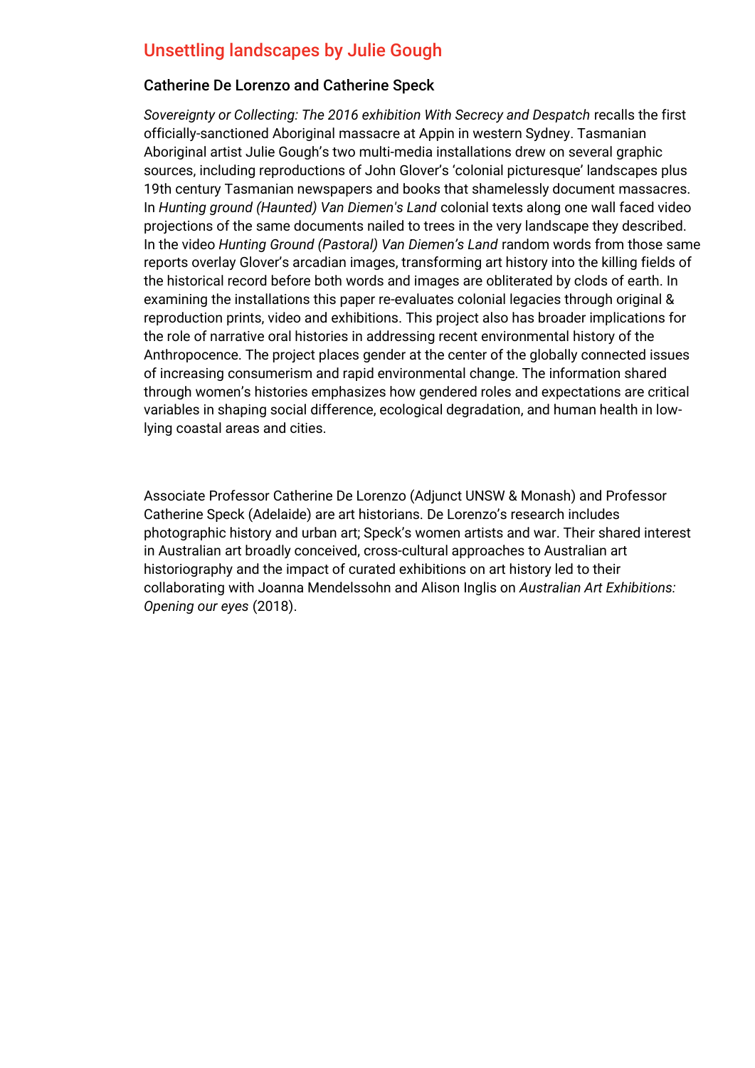## Unsettling landscapes by Julie Gough

### Catherine De Lorenzo and Catherine Speck

*Sovereignty or Collecting: The 2016 exhibition With Secrecy and Despatch* recalls the first officially-sanctioned Aboriginal massacre at Appin in western Sydney. Tasmanian Aboriginal artist Julie Gough's two multi-media installations drew on several graphic sources, including reproductions of John Glover's 'colonial picturesque' landscapes plus 19th century Tasmanian newspapers and books that shamelessly document massacres. In *Hunting ground (Haunted) Van Diemen's Land* colonial texts along one wall faced video projections of the same documents nailed to trees in the very landscape they described. In the video *Hunting Ground (Pastoral) Van Diemen's Land* random words from those same reports overlay Glover's arcadian images, transforming art history into the killing fields of the historical record before both words and images are obliterated by clods of earth. In examining the installations this paper re-evaluates colonial legacies through original & reproduction prints, video and exhibitions. This project also has broader implications for the role of narrative oral histories in addressing recent environmental history of the Anthropocence. The project places gender at the center of the globally connected issues of increasing consumerism and rapid environmental change. The information shared through women's histories emphasizes how gendered roles and expectations are critical variables in shaping social difference, ecological degradation, and human health in low-lying coastal areas and cities.

Associate Professor Catherine De Lorenzo (Adjunct UNSW & Monash) and Professor Catherine Speck (Adelaide) are art historians. De Lorenzo's research includes photographic history and urban art; Speck's women artists and war. Their shared interest in Australian art broadly conceived, cross-cultural approaches to Australian art historiography and the impact of curated exhibitions on art history led to their collaborating with Joanna Mendelssohn and Alison Inglis on *Australian Art Exhibitions: Opening our eyes* (2018).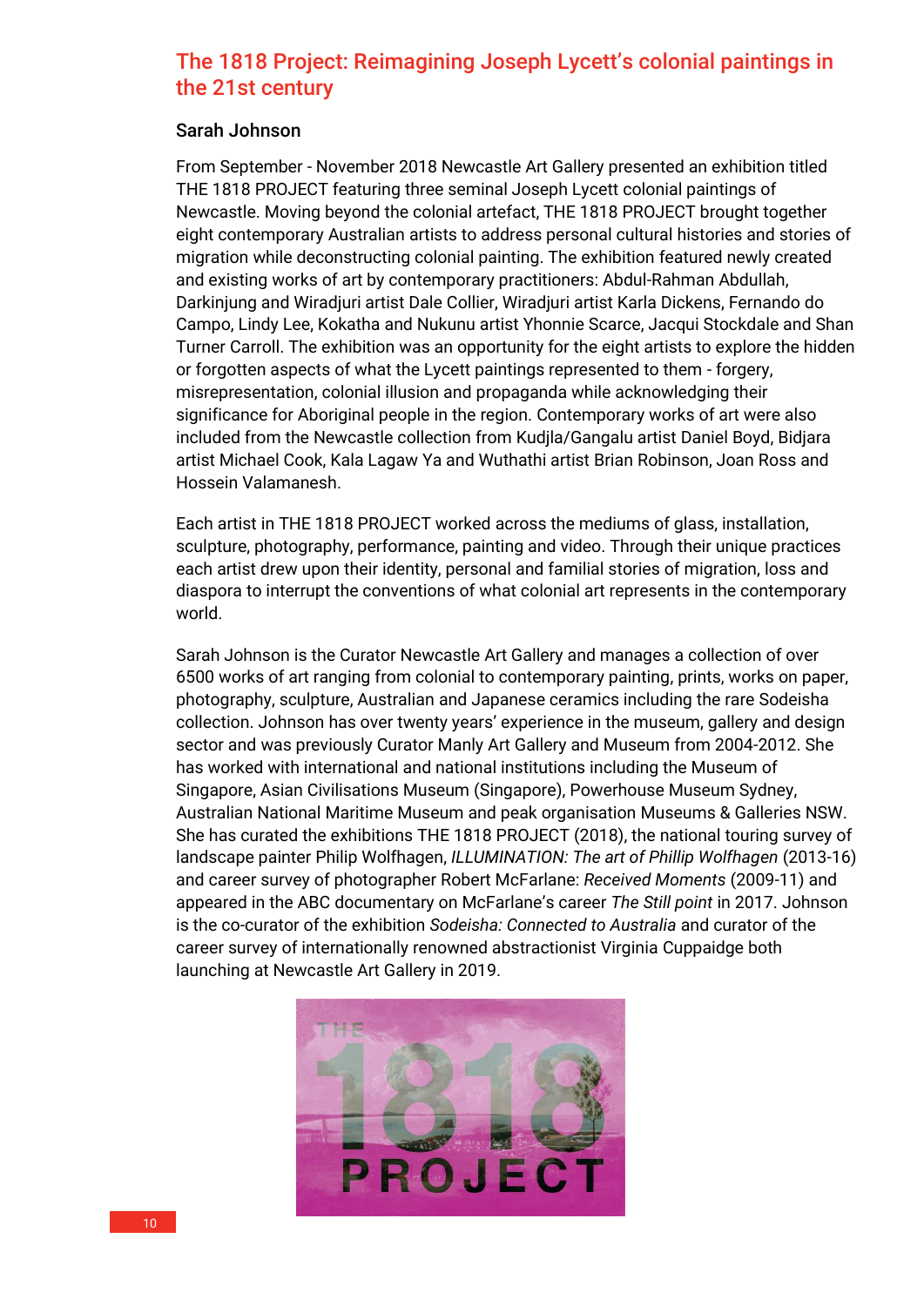## The 1818 Project: Reimagining Joseph Lycett's colonial paintings in the 21st century

### Sarah Johnson

From September - November 2018 Newcastle Art Gallery presented an exhibition titled THE 1818 PROJECT featuring three seminal Joseph Lycett colonial paintings of Newcastle. Moving beyond the colonial artefact, THE 1818 PROJECT brought together eight contemporary Australian artists to address personal cultural histories and stories of migration while deconstructing colonial painting. The exhibition featured newly created and existing works of art by contemporary practitioners: Abdul-Rahman Abdullah, Darkinjung and Wiradjuri artist Dale Collier, Wiradjuri artist Karla Dickens, Fernando do Campo, Lindy Lee, Kokatha and Nukunu artist Yhonnie Scarce, Jacqui Stockdale and Shan Turner Carroll. The exhibition was an opportunity for the eight artists to explore the hidden or forgotten aspects of what the Lycett paintings represented to them - forgery, misrepresentation, colonial illusion and propaganda while acknowledging their significance for Aboriginal people in the region. Contemporary works of art were also included from the Newcastle collection from Kudjla/Gangalu artist Daniel Boyd, Bidjara artist Michael Cook, Kala Lagaw Ya and Wuthathi artist Brian Robinson, Joan Ross and Hossein Valamanesh.

Each artist in THE 1818 PROJECT worked across the mediums of glass, installation, sculpture, photography, performance, painting and video. Through their unique practices each artist drew upon their identity, personal and familial stories of migration, loss and diaspora to interrupt the conventions of what colonial art represents in the contemporary world.

Sarah Johnson is the Curator Newcastle Art Gallery and manages a collection of over 6500 works of art ranging from colonial to contemporary painting, prints, works on paper, photography, sculpture, Australian and Japanese ceramics including the rare Sodeisha collection. Johnson has over twenty years' experience in the museum, gallery and design sector and was previously Curator Manly Art Gallery and Museum from 2004-2012. She has worked with international and national institutions including the Museum of Singapore, Asian Civilisations Museum (Singapore), Powerhouse Museum Sydney, Australian National Maritime Museum and peak organisation Museums & Galleries NSW. She has curated the exhibitions THE 1818 PROJECT (2018), the national touring survey of landscape painter Philip Wolfhagen, *ILLUMINATION: The art of Phillip Wolfhagen* (2013-16) and career survey of photographer Robert McFarlane: *Received Moments* (2009-11) and appeared in the ABC documentary on McFarlane's career *The Still point* in 2017. Johnson is the co-curator of the exhibition *Sodeisha: Connected to Australia* and curator of the career survey of internationally renowned abstractionist Virginia Cuppaidge both launching at Newcastle Art Gallery in 2019.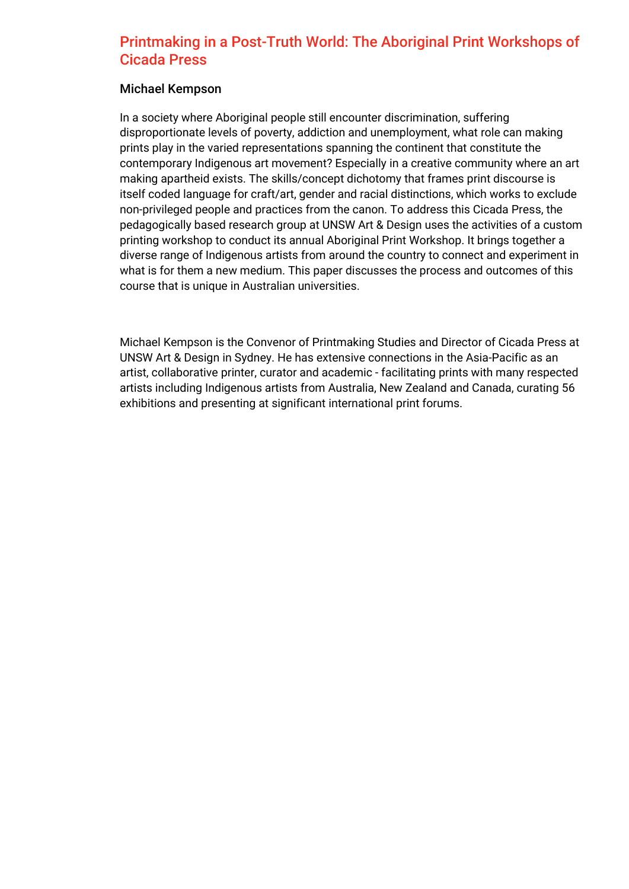## Printmaking in a Post-Truth World: The Aboriginal Print Workshops of Cicada Press

### Michael Kempson

In a society where Aboriginal people still encounter discrimination, suffering disproportionate levels of poverty, addiction and unemployment, what role can making prints play in the varied representations spanning the continent that constitute the contemporary Indigenous art movement? Especially in a creative community where an art making apartheid exists. The skills/concept dichotomy that frames print discourse is itself coded language for craft/art, gender and racial distinctions, which works to exclude non-privileged people and practices from the canon. To address this Cicada Press, the pedagogically based research group at UNSW Art & Design uses the activities of a custom printing workshop to conduct its annual Aboriginal Print Workshop. It brings together a diverse range of Indigenous artists from around the country to connect and experiment in what is for them a new medium. This paper discusses the process and outcomes of this course that is unique in Australian universities.

Michael Kempson is the Convenor of Printmaking Studies and Director of Cicada Press at UNSW Art & Design in Sydney. He has extensive connections in the Asia-Pacific as an artist, collaborative printer, curator and academic - facilitating prints with many respected artists including Indigenous artists from Australia, New Zealand and Canada, curating 56 exhibitions and presenting at significant international print forums.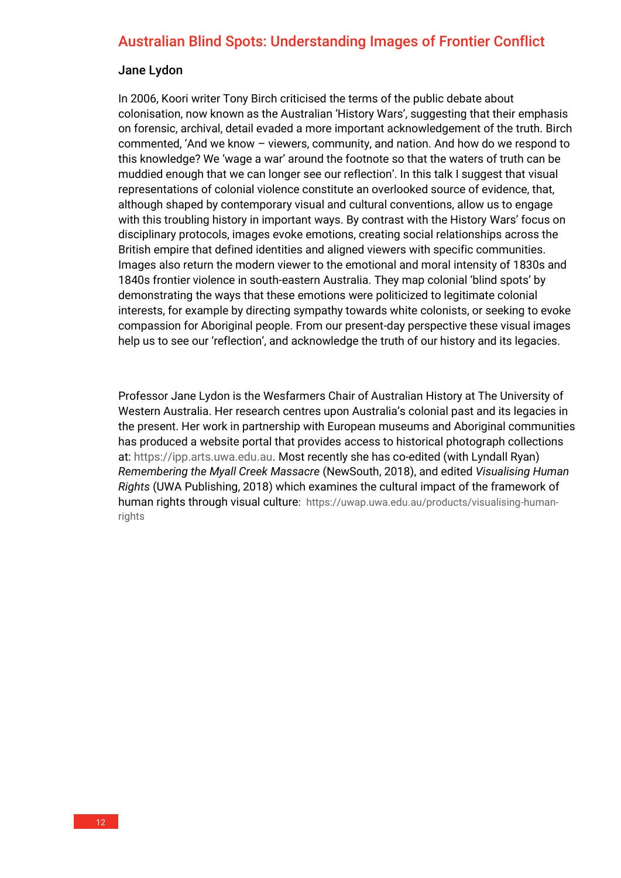## Australian Blind Spots: Understanding Images of Frontier Conflict

### Jane Lydon

In 2006, Koori writer Tony Birch criticised the terms of the public debate about colonisation, now known as the Australian 'History Wars', suggesting that their emphasis on forensic, archival, detail evaded a more important acknowledgement of the truth. Birch commented, 'And we know – viewers, community, and nation. And how do we respond to this knowledge? We 'wage a war' around the footnote so that the waters of truth can be muddied enough that we can longer see our reflection'. In this talk I suggest that visual representations of colonial violence constitute an overlooked source of evidence, that, although shaped by contemporary visual and cultural conventions, allow us to engage with this troubling history in important ways. By contrast with the History Wars' focus on disciplinary protocols, images evoke emotions, creating social relationships across the British empire that defined identities and aligned viewers with specific communities. Images also return the modern viewer to the emotional and moral intensity of 1830s and 1840s frontier violence in south-eastern Australia. They map colonial 'blind spots' by demonstrating the ways that these emotions were politicized to legitimate colonial interests, for example by directing sympathy towards white colonists, or seeking to evoke compassion for Aboriginal people. From our present-day perspective these visual images help us to see our 'reflection', and acknowledge the truth of our history and its legacies.

Professor Jane Lydon is the Wesfarmers Chair of Australian History at The University of Western Australia. Her research centres upon Australia's colonial past and its legacies in the present. Her work in partnership with European museums and Aboriginal communities has produced a website portal that provides access to historical photograph collections at: https://ipp.arts.uwa.edu.au. Most recently she has co-edited (with Lyndall Ryan) *Remembering the Myall Creek Massacre* (NewSouth, 2018), and edited *Visualising Human Rights* (UWA Publishing, 2018) which examines the cultural impact of the framework of human rights through visual culture: https://uwap.uwa.edu.au/products/visualising-human-rights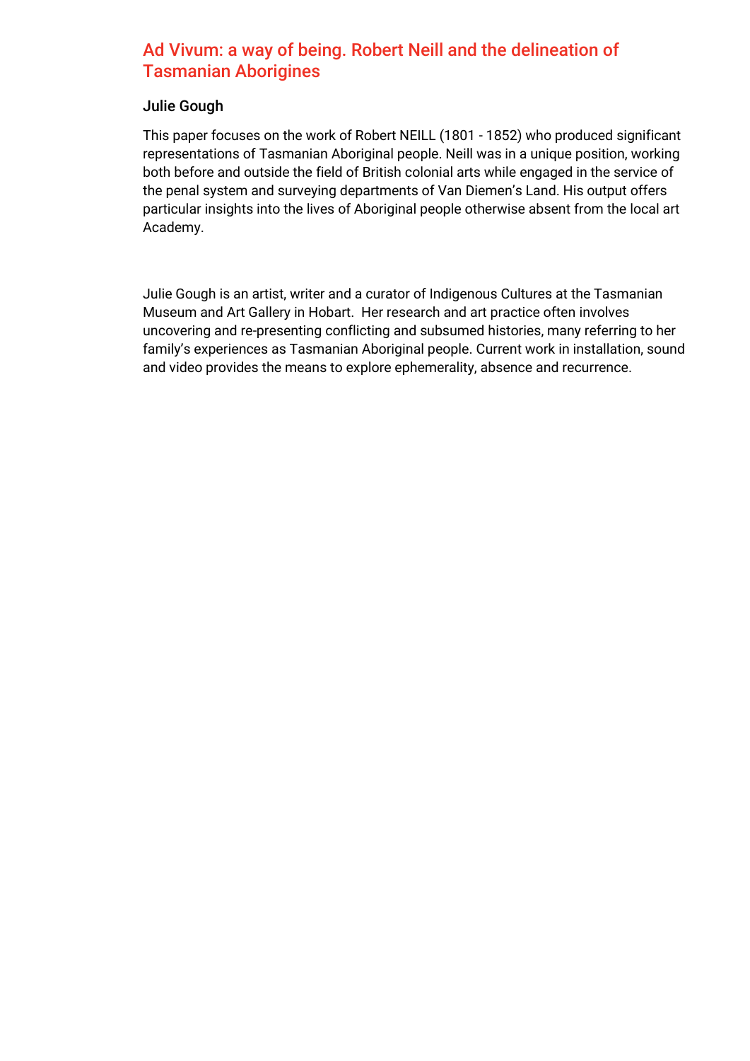## Ad Vivum: a way of being. Robert Neill and the delineation of Tasmanian Aborigines

### Julie Gough

This paper focuses on the work of Robert NEILL (1801 - 1852) who produced significant representations of Tasmanian Aboriginal people. Neill was in a unique position, working both before and outside the field of British colonial arts while engaged in the service of the penal system and surveying departments of Van Diemen's Land. His output offers particular insights into the lives of Aboriginal people otherwise absent from the local art Academy.

Julie Gough is an artist, writer and a curator of Indigenous Cultures at the Tasmanian Museum and Art Gallery in Hobart. Her research and art practice often involves uncovering and re-presenting conflicting and subsumed histories, many referring to her family's experiences as Tasmanian Aboriginal people. Current work in installation, sound and video provides the means to explore ephemerality, absence and recurrence.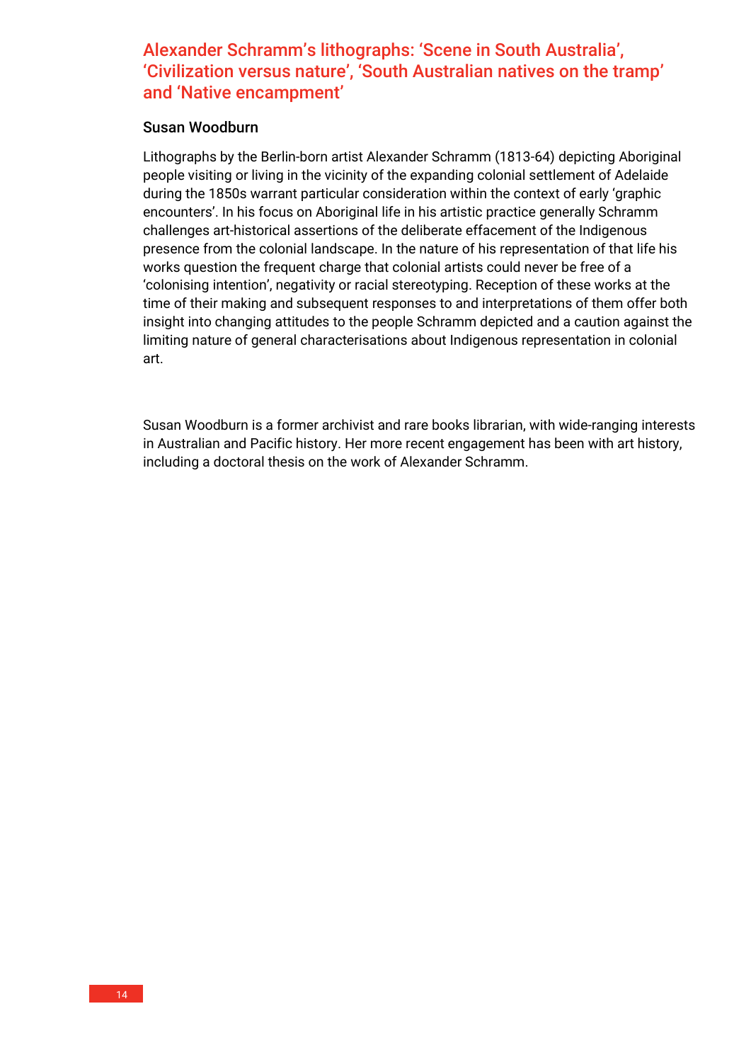## Alexander Schramm's lithographs: 'Scene in South Australia', 'Civilization versus nature', 'South Australian natives on the tramp' and 'Native encampment'

### Susan Woodburn

Lithographs by the Berlin-born artist Alexander Schramm (1813-64) depicting Aboriginal people visiting or living in the vicinity of the expanding colonial settlement of Adelaide during the 1850s warrant particular consideration within the context of early 'graphic encounters'. In his focus on Aboriginal life in his artistic practice generally Schramm challenges art-historical assertions of the deliberate effacement of the Indigenous presence from the colonial landscape. In the nature of his representation of that life his works question the frequent charge that colonial artists could never be free of a 'colonising intention', negativity or racial stereotyping. Reception of these works at the time of their making and subsequent responses to and interpretations of them offer both insight into changing attitudes to the people Schramm depicted and a caution against the limiting nature of general characterisations about Indigenous representation in colonial art.

Susan Woodburn is a former archivist and rare books librarian, with wide-ranging interests in Australian and Pacific history. Her more recent engagement has been with art history, including a doctoral thesis on the work of Alexander Schramm.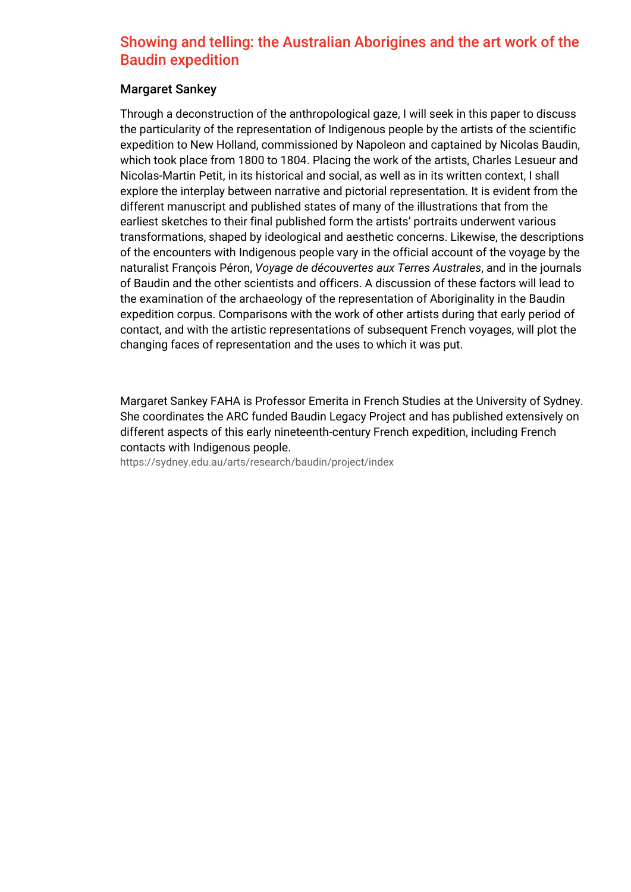## Showing and telling: the Australian Aborigines and the art work of the Baudin expedition

### Margaret Sankey

Through a deconstruction of the anthropological gaze, I will seek in this paper to discuss the particularity of the representation of Indigenous people by the artists of the scientific expedition to New Holland, commissioned by Napoleon and captained by Nicolas Baudin, which took place from 1800 to 1804. Placing the work of the artists, Charles Lesueur and Nicolas-Martin Petit, in its historical and social, as well as in its written context, I shall explore the interplay between narrative and pictorial representation. It is evident from the different manuscript and published states of many of the illustrations that from the earliest sketches to their final published form the artists' portraits underwent various transformations, shaped by ideological and aesthetic concerns. Likewise, the descriptions of the encounters with Indigenous people vary in the official account of the voyage by the naturalist François Péron, *Voyage de découvertes aux Terres Australes*, and in the journals of Baudin and the other scientists and officers. A discussion of these factors will lead to the examination of the archaeology of the representation of Aboriginality in the Baudin expedition corpus. Comparisons with the work of other artists during that early period of contact, and with the artistic representations of subsequent French voyages, will plot the changing faces of representation and the uses to which it was put.

Margaret Sankey FAHA is Professor Emerita in French Studies at the University of Sydney. She coordinates the ARC funded Baudin Legacy Project and has published extensively on different aspects of this early nineteenth-century French expedition, including French contacts with Indigenous people.

https://sydney.edu.au/arts/research/baudin/project/index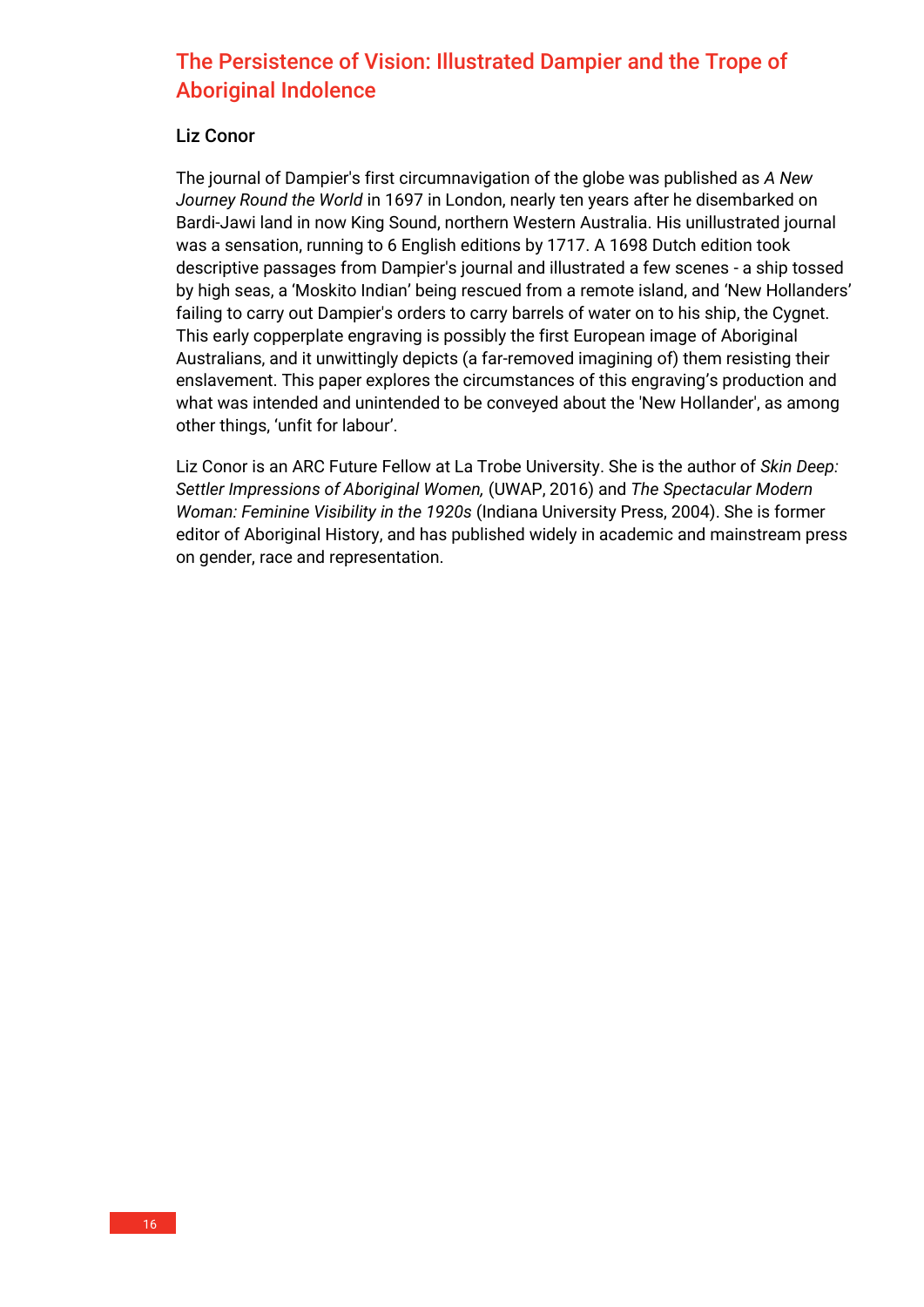## The Persistence of Vision: Illustrated Dampier and the Trope of Aboriginal Indolence

**Liz Conor**

The journal of Dampier's first circumnavigation of the globe was published as *A New Journey Round the World* in 1697 in London, nearly ten years after he disembarked on Bardi-Jawi land in now King Sound, northern Western Australia. His unillustrated journal was a sensation, running to 6 English editions by 1717. A 1698 Dutch edition took descriptive passages from Dampier's journal and illustrated a few scenes - a ship tossed by high seas, a 'Moskito Indian' being rescued from a remote island, and 'New Hollanders' failing to carry out Dampier's orders to carry barrels of water on to his ship, the Cygnet. This early copperplate engraving is possibly the first European image of Aboriginal Australians, and it unwittingly depicts (a far-removed imagining of) them resisting their enslavement. This paper explores the circumstances of this engraving's production and what was intended and unintended to be conveyed about the 'New Hollander', as among other things, 'unfit for labour'.

Liz Conor is an ARC Future Fellow at La Trobe University. She is the author of *Skin Deep: Settler Impressions of Aboriginal Women,* (UWAP, 2016) and *The Spectacular Modern Woman: Feminine Visibility in the 1920s* (Indiana University Press, 2004). She is former editor of Aboriginal History, and has published widely in academic and mainstream press on gender, race and representation.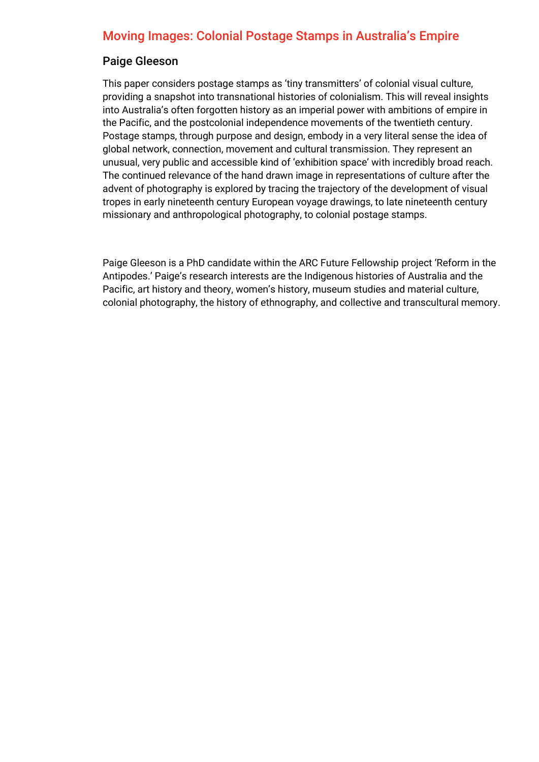## Moving Images: Colonial Postage Stamps in Australia's Empire

### Paige Gleeson

This paper considers postage stamps as 'tiny transmitters' of colonial visual culture, providing a snapshot into transnational histories of colonialism. This will reveal insights into Australia's often forgotten history as an imperial power with ambitions of empire in the Pacific, and the postcolonial independence movements of the twentieth century. Postage stamps, through purpose and design, embody in a very literal sense the idea of global network, connection, movement and cultural transmission. They represent an unusual, very public and accessible kind of 'exhibition space' with incredibly broad reach. The continued relevance of the hand drawn image in representations of culture after the advent of photography is explored by tracing the trajectory of the development of visual tropes in early nineteenth century European voyage drawings, to late nineteenth century missionary and anthropological photography, to colonial postage stamps.

Paige Gleeson is a PhD candidate within the ARC Future Fellowship project 'Reform in the Antipodes.' Paige's research interests are the Indigenous histories of Australia and the Pacific, art history and theory, women's history, museum studies and material culture, colonial photography, the history of ethnography, and collective and transcultural memory.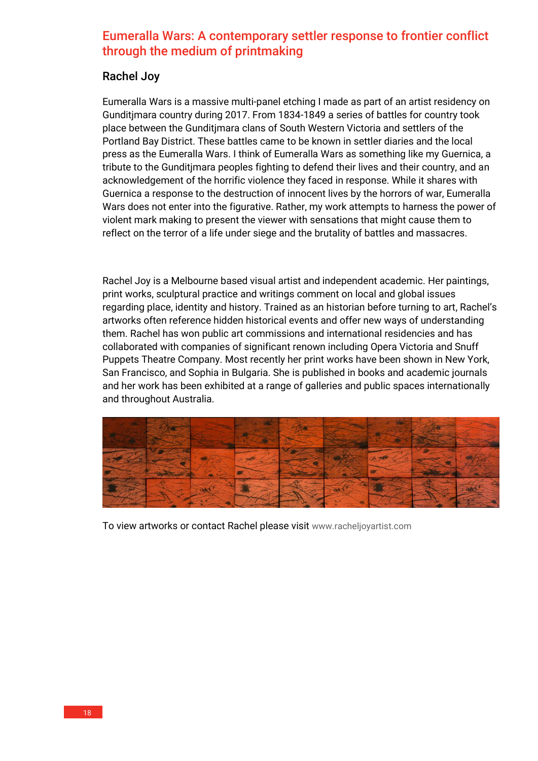## Eumeralla Wars: A contemporary settler response to frontier conflict through the medium of printmaking

### Rachel Joy

Eumeralla Wars is a massive multi-panel etching I made as part of an artist residency on Gunditjmara country during 2017. From 1834-1849 a series of battles for country took place between the Gunditjmara clans of South Western Victoria and settlers of the Portland Bay District. These battles came to be known in settler diaries and the local press as the Eumeralla Wars. I think of Eumeralla Wars as something like my Guernica, a tribute to the Gunditjmara peoples fighting to defend their lives and their country, and an acknowledgement of the horrific violence they faced in response. While it shares with Guernica a response to the destruction of innocent lives by the horrors of war, Eumeralla Wars does not enter into the figurative. Rather, my work attempts to harness the power of violent mark making to present the viewer with sensations that might cause them to reflect on the terror of a life under siege and the brutality of battles and massacres.

Rachel Joy is a Melbourne based visual artist and independent academic. Her paintings, print works, sculptural practice and writings comment on local and global issues regarding place, identity and history. Trained as an historian before turning to art, Rachel's artworks often reference hidden historical events and offer new ways of understanding them. Rachel has won public art commissions and international residencies and has collaborated with companies of significant renown including Opera Victoria and Snuff Puppets Theatre Company. Most recently her print works have been shown in New York, San Francisco, and Sophia in Bulgaria. She is published in books and academic journals and her work has been exhibited at a range of galleries and public spaces internationally and throughout Australia.

To view artworks or contact Rachel please visit www.racheljoyartist.com